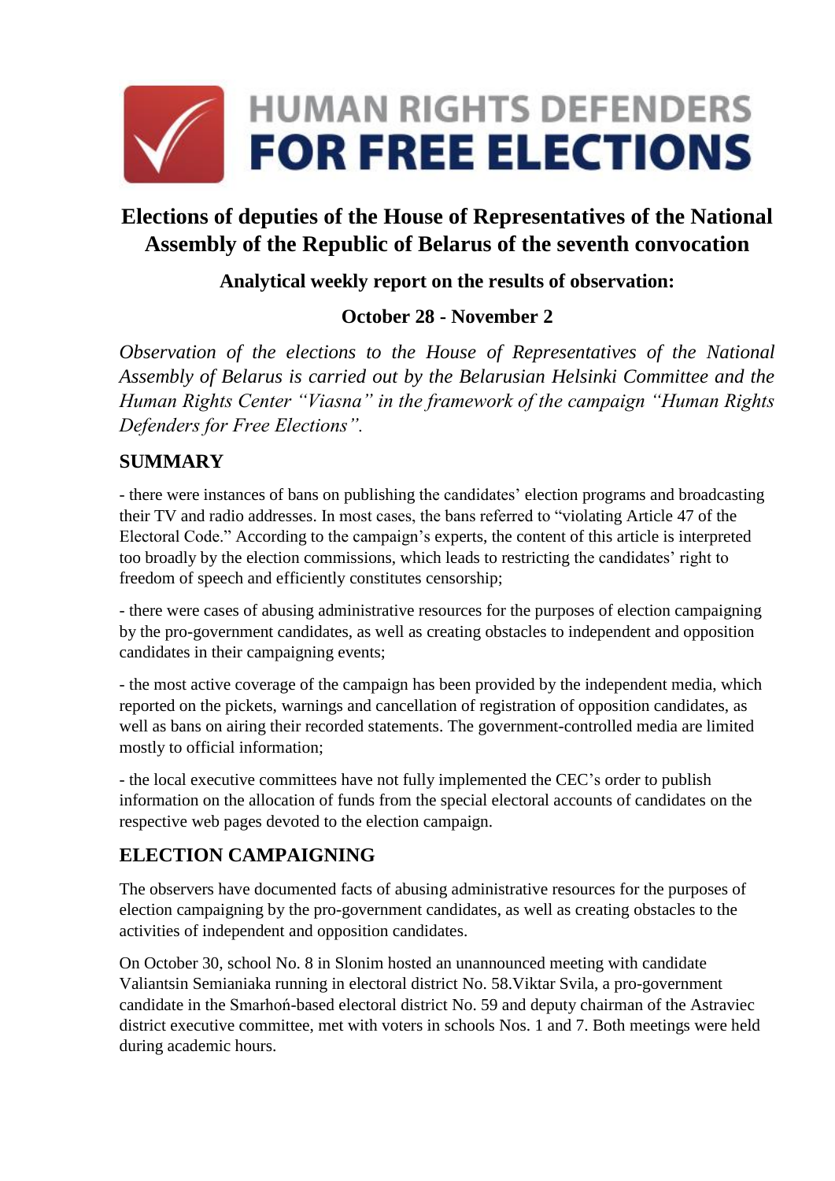# HUMAN RIGHTS DEFENDERS FOR FREE ELECTIONS

## Elections of deputies of the House of Representatives of the National Assembly of the Republic of Belarus of the seventh convocation

### Analytical weekly report on the results of observation:

### October 28 - November 2

*Observation of the elections to the House of Representatives of the National Assembly of Belarus is carried out by the Belarusian Helsinki Committee and the Human Rights Center "Viasna" in the framework of the campaign "Human Rights Defenders for Free Elections".*

## SUMMARY

- there were instances of bans on publishing the candidates' election programs and broadcasting their TV and radio addresses. In most cases, the bans referred to "violating Article 47 of the Electoral Code." According to the campaign's experts, the content of this article is interpreted too broadly by the election commissions, which leads to restricting the candidates' right to freedom of speech and efficiently constitutes censorship;

- there were cases of abusing administrative resources for the purposes of election campaigning by the pro-government candidates, as well as creating obstacles to independent and opposition candidates in their campaigning events;

- the most active coverage of the campaign has been provided by the independent media, which reported on the pickets, warnings and cancellation of registration of opposition candidates, as well as bans on airing their recorded statements. The government-controlled media are limited mostly to official information;

- the local executive committees have not fully implemented the CEC's order to publish information on the allocation of funds from the special electoral accounts of candidates on the respective web pages devoted to the election campaign.

## ELECTION CAMPAIGNING

The observers have documented facts of abusing administrative resources for the purposes of election campaigning by the pro-government candidates, as well as creating obstacles to the activities of independent and opposition candidates.

On October 30, school No. 8 in Slonim hosted an unannounced meeting with candidate Valiantsin Semianiaka running in electoral district No. 58.Viktar Svila, a pro-government candidate in the Smarhoń-based electoral district No. 59 and deputy chairman of the Astraviec district executive committee, met with voters in schools Nos. 1 and 7. Both meetings were held during academic hours.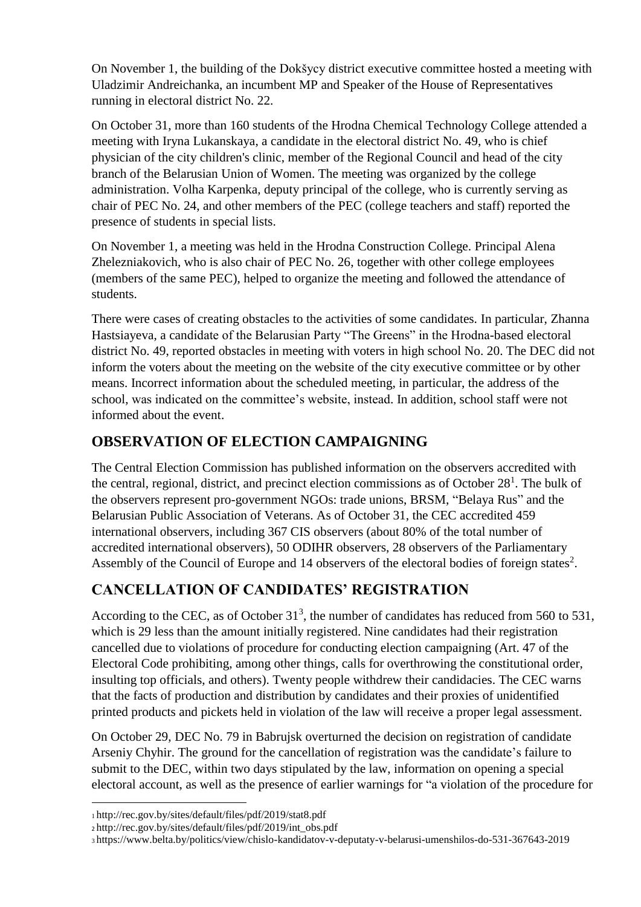On November 1, the building of the Dokšycy district executive committee hosted a meeting with Uladzimir Andreichanka, an incumbent MP and Speaker of the House of Representatives running in electoral district No. 22.

On October 31, more than 160 students of the Hrodna Chemical Technology College attended a meeting with Iryna Lukanskaya, a candidate in the electoral district No. 49, who is chief physician of the city children's clinic, member of the Regional Council and head of the city branch of the Belarusian Union of Women. The meeting was organized by the college administration. Volha Karpenka, deputy principal of the college, who is currently serving as chair of PEC No. 24, and other members of the PEC (college teachers and staff) reported the presence of students in special lists.

On November 1, a meeting was held in the Hrodna Construction College. Principal Alena Zhelezniakovich, who is also chair of PEC No. 26, together with other college employees (members of the same PEC), helped to organize the meeting and followed the attendance of students.

There were cases of creating obstacles to the activities of some candidates. In particular, Zhanna Hastsiayeva, a candidate of the Belarusian Party "The Greens" in the Hrodna-based electoral district No. 49, reported obstacles in meeting with voters in high school No. 20. The DEC did not inform the voters about the meeting on the website of the city executive committee or by other means. Incorrect information about the scheduled meeting, in particular, the address of the school, was indicated on the committee's website, instead. In addition, school staff were not informed about the event.

## OBSERVATION OF ELECTION CAMPAIGNING

The Central Election Commission has published information on the observers accredited with the central, regional, district, and precinct election commissions as of October 28[1]. The bulk of the observers represent pro-government NGOs: trade unions, BRSM, "Belaya Rus" and the Belarusian Public Association of Veterans. As of October 31, the CEC accredited 459 international observers, including 367 CIS observers (about 80% of the total number of accredited international observers), 50 ODIHR observers, 28 observers of the Parliamentary Assembly of the Council of Europe and 14 observers of the electoral bodies of foreign states[2].

## CANCELLATION OF CANDIDATES' REGISTRATION

According to the CEC, as of October 31[3], the number of candidates has reduced from 560 to 531, which is 29 less than the amount initially registered. Nine candidates had their registration cancelled due to violations of procedure for conducting election campaigning (Art. 47 of the Electoral Code prohibiting, among other things, calls for overthrowing the constitutional order, insulting top officials, and others). Twenty people withdrew their candidacies. The CEC warns that the facts of production and distribution by candidates and their proxies of unidentified printed products and pickets held in violation of the law will receive a proper legal assessment.

On October 29, DEC No. 79 in Babrujsk overturned the decision on registration of candidate Arseniy Chyhir. The ground for the cancellation of registration was the candidate's failure to submit to the DEC, within two days stipulated by the law, information on opening a special electoral account, as well as the presence of earlier warnings for "a violation of the procedure for

[1] http://rec.gov.by/sites/default/files/pdf/2019/stat8.pdf
[2] http://rec.gov.by/sites/default/files/pdf/2019/int_obs.pdf
[3] https://www.belta.by/politics/view/chislo-kandidatov-v-deputaty-v-belarusi-umenshilos-do-531-367643-2019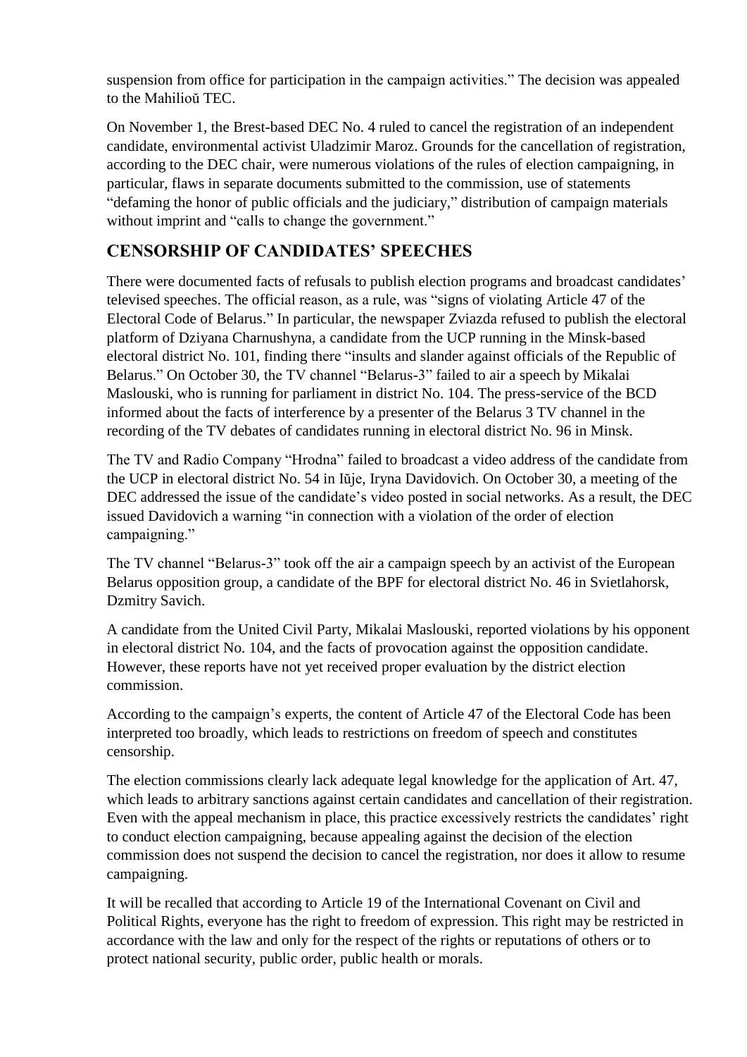suspension from office for participation in the campaign activities." The decision was appealed to the Mahilioŭ TEC.

On November 1, the Brest-based DEC No. 4 ruled to cancel the registration of an independent candidate, environmental activist Uladzimir Maroz. Grounds for the cancellation of registration, according to the DEC chair, were numerous violations of the rules of election campaigning, in particular, flaws in separate documents submitted to the commission, use of statements "defaming the honor of public officials and the judiciary," distribution of campaign materials without imprint and "calls to change the government."

## CENSORSHIP OF CANDIDATES' SPEECHES

There were documented facts of refusals to publish election programs and broadcast candidates' televised speeches. The official reason, as a rule, was "signs of violating Article 47 of the Electoral Code of Belarus." In particular, the newspaper Zviazda refused to publish the electoral platform of Dziyana Charnushyna, a candidate from the UCP running in the Minsk-based electoral district No. 101, finding there "insults and slander against officials of the Republic of Belarus." On October 30, the TV channel "Belarus-3" failed to air a speech by Mikalai Maslouski, who is running for parliament in district No. 104. The press-service of the BCD informed about the facts of interference by a presenter of the Belarus 3 TV channel in the recording of the TV debates of candidates running in electoral district No. 96 in Minsk.

The TV and Radio Company "Hrodna" failed to broadcast a video address of the candidate from the UCP in electoral district No. 54 in Iŭje, Iryna Davidovich. On October 30, a meeting of the DEC addressed the issue of the candidate's video posted in social networks. As a result, the DEC issued Davidovich a warning "in connection with a violation of the order of election campaigning."

The TV channel "Belarus-3" took off the air a campaign speech by an activist of the European Belarus opposition group, a candidate of the BPF for electoral district No. 46 in Svietlahorsk, Dzmitry Savich.

A candidate from the United Civil Party, Mikalai Maslouski, reported violations by his opponent in electoral district No. 104, and the facts of provocation against the opposition candidate. However, these reports have not yet received proper evaluation by the district election commission.

According to the campaign's experts, the content of Article 47 of the Electoral Code has been interpreted too broadly, which leads to restrictions on freedom of speech and constitutes censorship.

The election commissions clearly lack adequate legal knowledge for the application of Art. 47, which leads to arbitrary sanctions against certain candidates and cancellation of their registration. Even with the appeal mechanism in place, this practice excessively restricts the candidates' right to conduct election campaigning, because appealing against the decision of the election commission does not suspend the decision to cancel the registration, nor does it allow to resume campaigning.

It will be recalled that according to Article 19 of the International Covenant on Civil and Political Rights, everyone has the right to freedom of expression. This right may be restricted in accordance with the law and only for the respect of the rights or reputations of others or to protect national security, public order, public health or morals.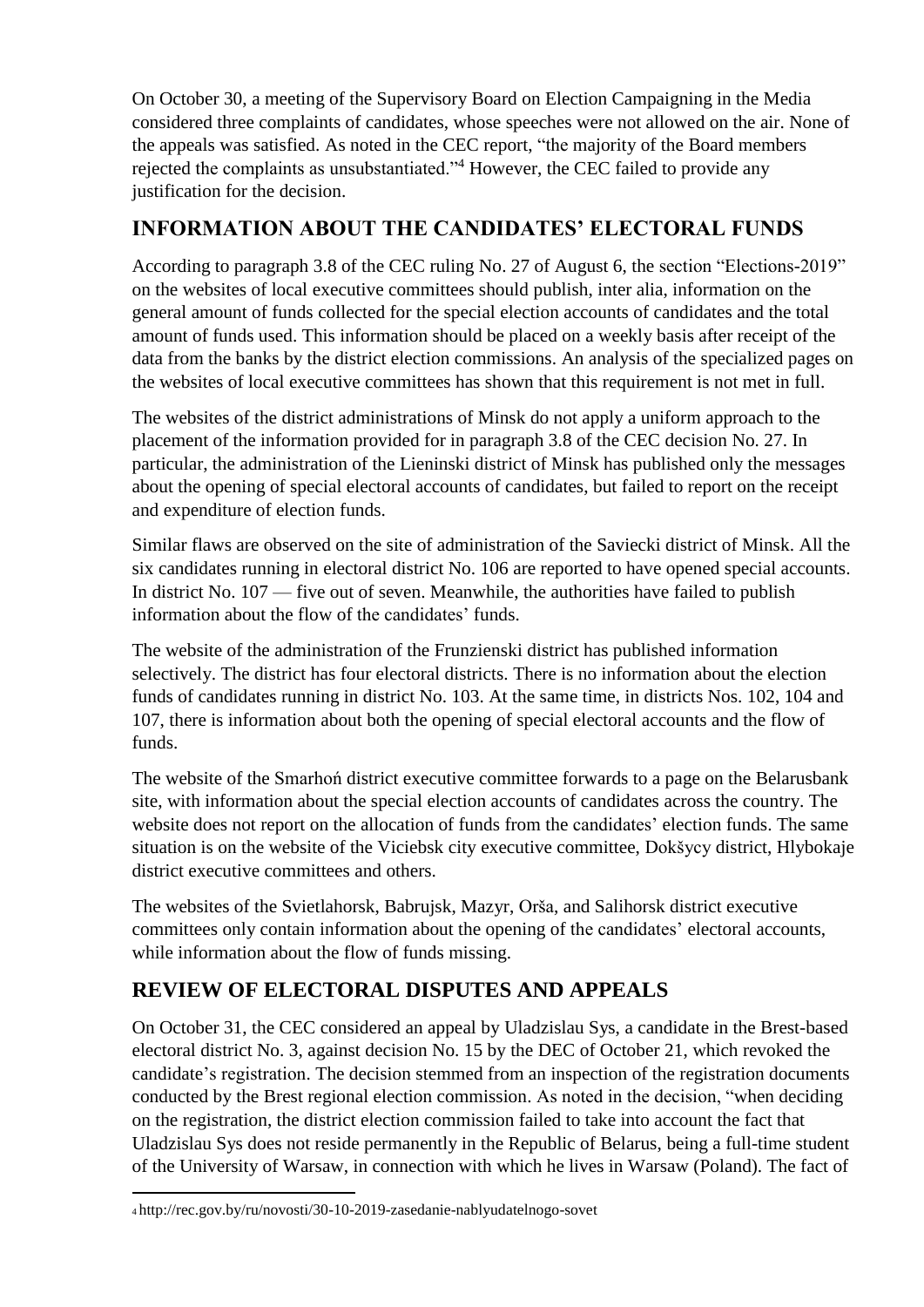On October 30, a meeting of the Supervisory Board on Election Campaigning in the Media considered three complaints of candidates, whose speeches were not allowed on the air. None of the appeals was satisfied. As noted in the CEC report, "the majority of the Board members rejected the complaints as unsubstantiated."[4] However, the CEC failed to provide any justification for the decision.

## INFORMATION ABOUT THE CANDIDATES' ELECTORAL FUNDS

According to paragraph 3.8 of the CEC ruling No. 27 of August 6, the section "Elections-2019" on the websites of local executive committees should publish, inter alia, information on the general amount of funds collected for the special election accounts of candidates and the total amount of funds used. This information should be placed on a weekly basis after receipt of the data from the banks by the district election commissions. An analysis of the specialized pages on the websites of local executive committees has shown that this requirement is not met in full.

The websites of the district administrations of Minsk do not apply a uniform approach to the placement of the information provided for in paragraph 3.8 of the CEC decision No. 27. In particular, the administration of the Lieninski district of Minsk has published only the messages about the opening of special electoral accounts of candidates, but failed to report on the receipt and expenditure of election funds.

Similar flaws are observed on the site of administration of the Saviecki district of Minsk. All the six candidates running in electoral district No. 106 are reported to have opened special accounts. In district No. 107 — five out of seven. Meanwhile, the authorities have failed to publish information about the flow of the candidates' funds.

The website of the administration of the Frunzienski district has published information selectively. The district has four electoral districts. There is no information about the election funds of candidates running in district No. 103. At the same time, in districts Nos. 102, 104 and 107, there is information about both the opening of special electoral accounts and the flow of funds.

The website of the Smarhoń district executive committee forwards to a page on the Belarusbank site, with information about the special election accounts of candidates across the country. The website does not report on the allocation of funds from the candidates' election funds. The same situation is on the website of the Viciebsk city executive committee, Dokšycy district, Hlybokaje district executive committees and others.

The websites of the Svietlahorsk, Babrujsk, Mazyr, Orša, and Salihorsk district executive committees only contain information about the opening of the candidates' electoral accounts, while information about the flow of funds missing.

## REVIEW OF ELECTORAL DISPUTES AND APPEALS

On October 31, the CEC considered an appeal by Uladzislau Sys, a candidate in the Brest-based electoral district No. 3, against decision No. 15 by the DEC of October 21, which revoked the candidate's registration. The decision stemmed from an inspection of the registration documents conducted by the Brest regional election commission. As noted in the decision, "when deciding on the registration, the district election commission failed to take into account the fact that Uladzislau Sys does not reside permanently in the Republic of Belarus, being a full-time student of the University of Warsaw, in connection with which he lives in Warsaw (Poland). The fact of

---

[4] http://rec.gov.by/ru/novosti/30-10-2019-zasedanie-nablyudatelnogo-sovet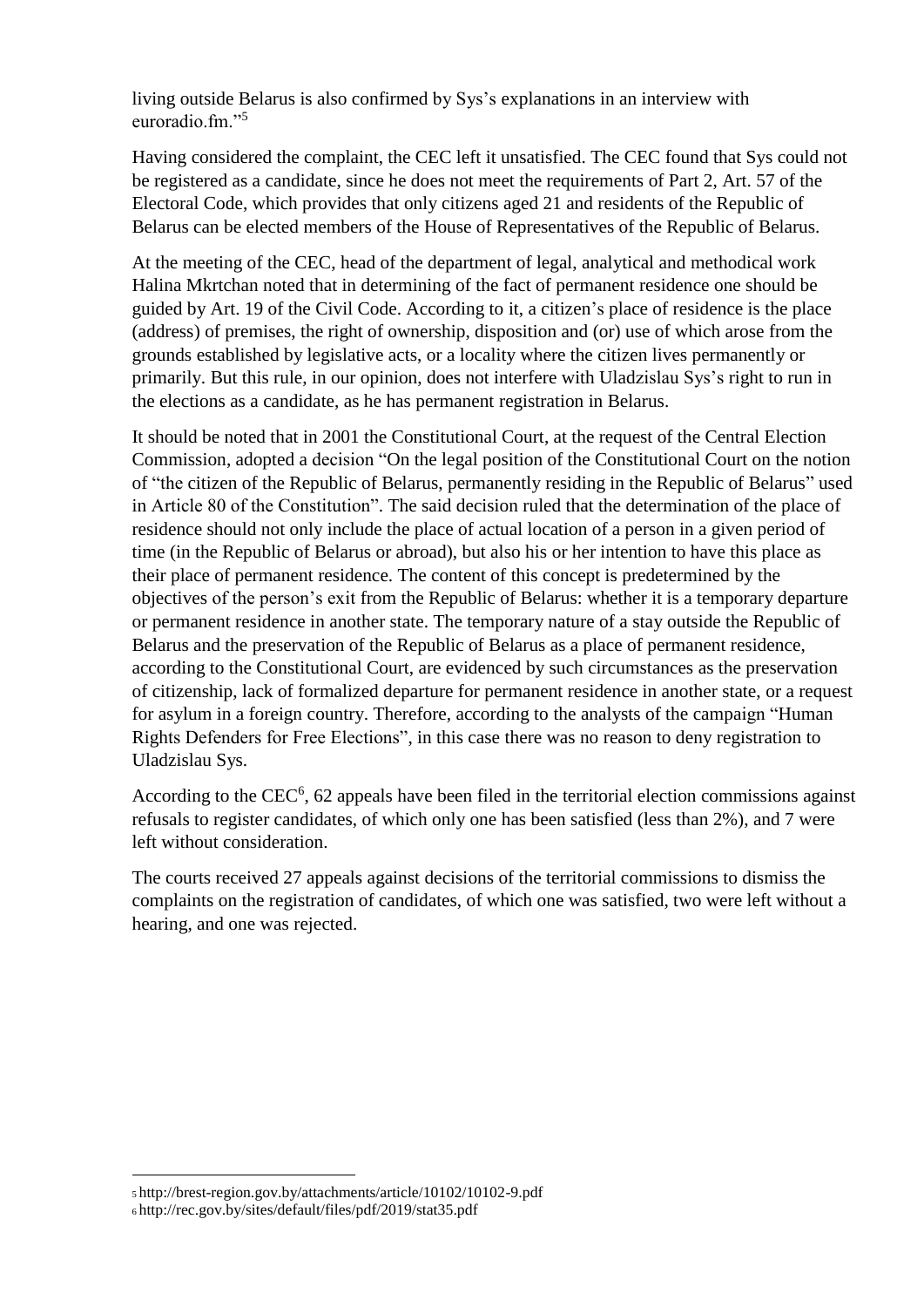living outside Belarus is also confirmed by Sys's explanations in an interview with euroradio.fm."[5]

Having considered the complaint, the CEC left it unsatisfied. The CEC found that Sys could not be registered as a candidate, since he does not meet the requirements of Part 2, Art. 57 of the Electoral Code, which provides that only citizens aged 21 and residents of the Republic of Belarus can be elected members of the House of Representatives of the Republic of Belarus.

At the meeting of the CEC, head of the department of legal, analytical and methodical work Halina Mkrtchan noted that in determining of the fact of permanent residence one should be guided by Art. 19 of the Civil Code. According to it, a citizen's place of residence is the place (address) of premises, the right of ownership, disposition and (or) use of which arose from the grounds established by legislative acts, or a locality where the citizen lives permanently or primarily. But this rule, in our opinion, does not interfere with Uladzislau Sys's right to run in the elections as a candidate, as he has permanent registration in Belarus.

It should be noted that in 2001 the Constitutional Court, at the request of the Central Election Commission, adopted a decision "On the legal position of the Constitutional Court on the notion of "the citizen of the Republic of Belarus, permanently residing in the Republic of Belarus" used in Article 80 of the Constitution". The said decision ruled that the determination of the place of residence should not only include the place of actual location of a person in a given period of time (in the Republic of Belarus or abroad), but also his or her intention to have this place as their place of permanent residence. The content of this concept is predetermined by the objectives of the person's exit from the Republic of Belarus: whether it is a temporary departure or permanent residence in another state. The temporary nature of a stay outside the Republic of Belarus and the preservation of the Republic of Belarus as a place of permanent residence, according to the Constitutional Court, are evidenced by such circumstances as the preservation of citizenship, lack of formalized departure for permanent residence in another state, or a request for asylum in a foreign country. Therefore, according to the analysts of the campaign "Human Rights Defenders for Free Elections", in this case there was no reason to deny registration to Uladzislau Sys.

According to the CEC[6], 62 appeals have been filed in the territorial election commissions against refusals to register candidates, of which only one has been satisfied (less than 2%), and 7 were left without consideration.

The courts received 27 appeals against decisions of the territorial commissions to dismiss the complaints on the registration of candidates, of which one was satisfied, two were left without a hearing, and one was rejected.

---

[5] http://brest-region.gov.by/attachments/article/10102/10102-9.pdf

[6] http://rec.gov.by/sites/default/files/pdf/2019/stat35.pdf